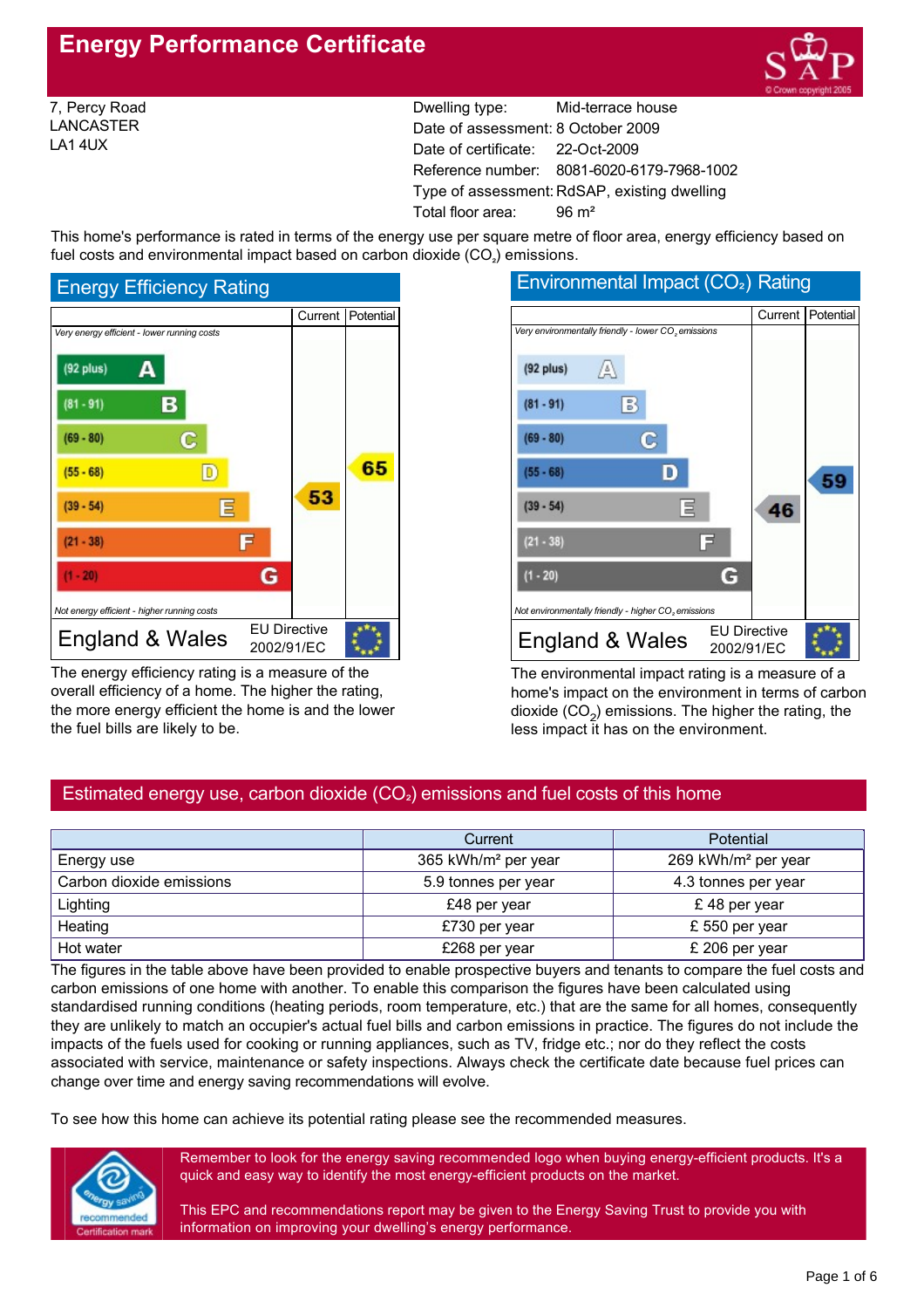# Energy Performance Certificate

7, Percy Road
LANCASTER
LA1 4UX

Dwelling type: Mid-terrace house
Date of assessment: 8 October 2009
Date of certificate: 22-Oct-2009
Reference number: 8081-6020-6179-7968-1002
Type of assessment: RdSAP, existing dwelling
Total floor area: 96 m²

This home's performance is rated in terms of the energy use per square metre of floor area, energy efficiency based on fuel costs and environmental impact based on carbon dioxide ($CO_2$) emissions.

## Energy Efficiency Rating

| | Current | Potential |
|---|---|---|
| *Very energy efficient - lower running costs* | | |
| (92 plus) A | | |
| (81 - 91) B | | |
| (69 - 80) C | | |
| (55 - 68) D | | 65 |
| (39 - 54) E | 53 | |
| (21 - 38) F | | |
| (1 - 20) G | | |
| *Not energy efficient - higher running costs* | | |
| England & Wales — EU Directive 2002/91/EC | | |

The energy efficiency rating is a measure of the overall efficiency of a home. The higher the rating, the more energy efficient the home is and the lower the fuel bills are likely to be.

## Environmental Impact ($CO_2$) Rating

| | Current | Potential |
|---|---|---|
| *Very environmentally friendly - lower $CO_2$ emissions* | | |
| (92 plus) A | | |
| (81 - 91) B | | |
| (69 - 80) C | | |
| (55 - 68) D | | 59 |
| (39 - 54) E | 46 | |
| (21 - 38) F | | |
| (1 - 20) G | | |
| *Not environmentally friendly - higher $CO_2$ emissions* | | |
| England & Wales — EU Directive 2002/91/EC | | |

The environmental impact rating is a measure of a home's impact on the environment in terms of carbon dioxide ($CO_2$) emissions. The higher the rating, the less impact it has on the environment.

## Estimated energy use, carbon dioxide ($CO_2$) emissions and fuel costs of this home

| | Current | Potential |
|---|---|---|
| Energy use | 365 kWh/m² per year | 269 kWh/m² per year |
| Carbon dioxide emissions | 5.9 tonnes per year | 4.3 tonnes per year |
| Lighting | £48 per year | £ 48 per year |
| Heating | £730 per year | £ 550 per year |
| Hot water | £268 per year | £ 206 per year |

The figures in the table above have been provided to enable prospective buyers and tenants to compare the fuel costs and carbon emissions of one home with another. To enable this comparison the figures have been calculated using standardised running conditions (heating periods, room temperature, etc.) that are the same for all homes, consequently they are unlikely to match an occupier's actual fuel bills and carbon emissions in practice. The figures do not include the impacts of the fuels used for cooking or running appliances, such as TV, fridge etc.; nor do they reflect the costs associated with service, maintenance or safety inspections. Always check the certificate date because fuel prices can change over time and energy saving recommendations will evolve.

To see how this home can achieve its potential rating please see the recommended measures.

Remember to look for the energy saving recommended logo when buying energy-efficient products. It's a quick and easy way to identify the most energy-efficient products on the market.

This EPC and recommendations report may be given to the Energy Saving Trust to provide you with information on improving your dwelling's energy performance.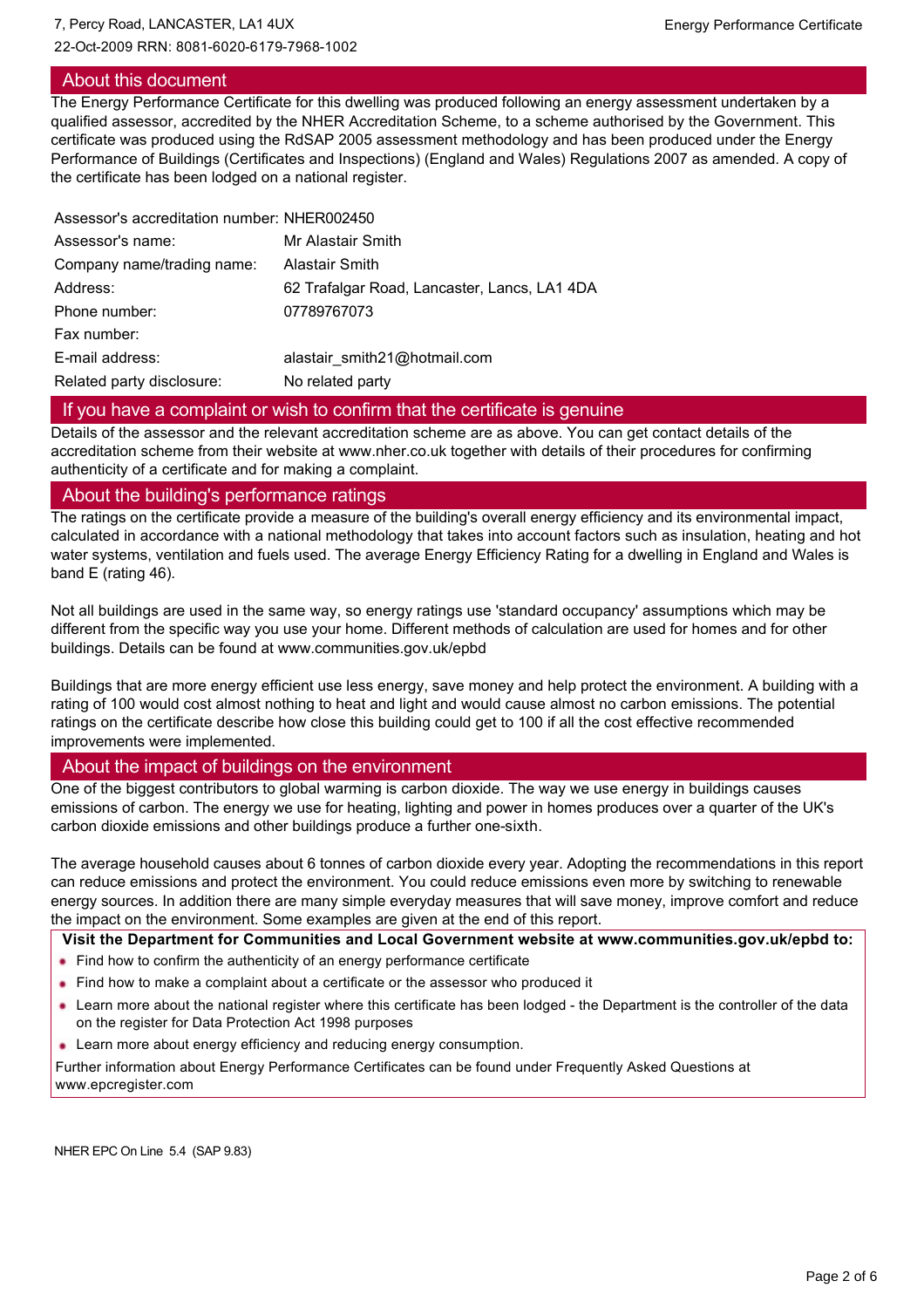## About this document

The Energy Performance Certificate for this dwelling was produced following an energy assessment undertaken by a qualified assessor, accredited by the NHER Accreditation Scheme, to a scheme authorised by the Government. This certificate was produced using the RdSAP 2005 assessment methodology and has been produced under the Energy Performance of Buildings (Certificates and Inspections) (England and Wales) Regulations 2007 as amended. A copy of the certificate has been lodged on a national register.

| | |
|---|---|
| Assessor's accreditation number: | NHER002450 |
| Assessor's name: | Mr Alastair Smith |
| Company name/trading name: | Alastair Smith |
| Address: | 62 Trafalgar Road, Lancaster, Lancs, LA1 4DA |
| Phone number: | 07789767073 |
| Fax number: | |
| E-mail address: | alastair_smith21@hotmail.com |
| Related party disclosure: | No related party |

## If you have a complaint or wish to confirm that the certificate is genuine

Details of the assessor and the relevant accreditation scheme are as above. You can get contact details of the accreditation scheme from their website at www.nher.co.uk together with details of their procedures for confirming authenticity of a certificate and for making a complaint.

## About the building's performance ratings

The ratings on the certificate provide a measure of the building's overall energy efficiency and its environmental impact, calculated in accordance with a national methodology that takes into account factors such as insulation, heating and hot water systems, ventilation and fuels used. The average Energy Efficiency Rating for a dwelling in England and Wales is band E (rating 46).

Not all buildings are used in the same way, so energy ratings use 'standard occupancy' assumptions which may be different from the specific way you use your home. Different methods of calculation are used for homes and for other buildings. Details can be found at www.communities.gov.uk/epbd

Buildings that are more energy efficient use less energy, save money and help protect the environment. A building with a rating of 100 would cost almost nothing to heat and light and would cause almost no carbon emissions. The potential ratings on the certificate describe how close this building could get to 100 if all the cost effective recommended improvements were implemented.

## About the impact of buildings on the environment

One of the biggest contributors to global warming is carbon dioxide. The way we use energy in buildings causes emissions of carbon. The energy we use for heating, lighting and power in homes produces over a quarter of the UK's carbon dioxide emissions and other buildings produce a further one-sixth.

The average household causes about 6 tonnes of carbon dioxide every year. Adopting the recommendations in this report can reduce emissions and protect the environment. You could reduce emissions even more by switching to renewable energy sources. In addition there are many simple everyday measures that will save money, improve comfort and reduce the impact on the environment. Some examples are given at the end of this report.

**Visit the Department for Communities and Local Government website at www.communities.gov.uk/epbd to:**

- Find how to confirm the authenticity of an energy performance certificate
- Find how to make a complaint about a certificate or the assessor who produced it
- Learn more about the national register where this certificate has been lodged - the Department is the controller of the data on the register for Data Protection Act 1998 purposes
- Learn more about energy efficiency and reducing energy consumption.

Further information about Energy Performance Certificates can be found under Frequently Asked Questions at www.epcregister.com

NHER EPC On Line 5.4 (SAP 9.83)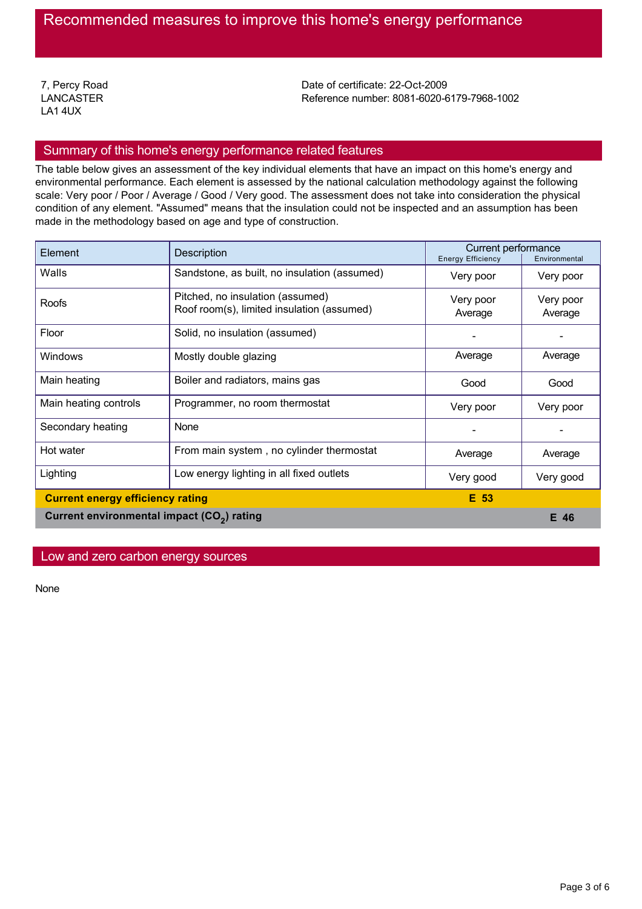# Recommended measures to improve this home's energy performance

7, Percy Road
LANCASTER
LA1 4UX

Date of certificate: 22-Oct-2009
Reference number: 8081-6020-6179-7968-1002

## Summary of this home's energy performance related features

The table below gives an assessment of the key individual elements that have an impact on this home's energy and environmental performance. Each element is assessed by the national calculation methodology against the following scale: Very poor / Poor / Average / Good / Very good. The assessment does not take into consideration the physical condition of any element. "Assumed" means that the insulation could not be inspected and an assumption has been made in the methodology based on age and type of construction.

| Element | Description | Current performance | |
|---|---|---|---|
| | | Energy Efficiency | Environmental |
| Walls | Sandstone, as built, no insulation (assumed) | Very poor | Very poor |
| Roofs | Pitched, no insulation (assumed)<br>Roof room(s), limited insulation (assumed) | Very poor<br>Average | Very poor<br>Average |
| Floor | Solid, no insulation (assumed) | - | - |
| Windows | Mostly double glazing | Average | Average |
| Main heating | Boiler and radiators, mains gas | Good | Good |
| Main heating controls | Programmer, no room thermostat | Very poor | Very poor |
| Secondary heating | None | - | - |
| Hot water | From main system , no cylinder thermostat | Average | Average |
| Lighting | Low energy lighting in all fixed outlets | Very good | Very good |
| **Current energy efficiency rating** | | **E 53** | |
| **Current environmental impact ($CO_2$) rating** | | | **E 46** |

## Low and zero carbon energy sources

None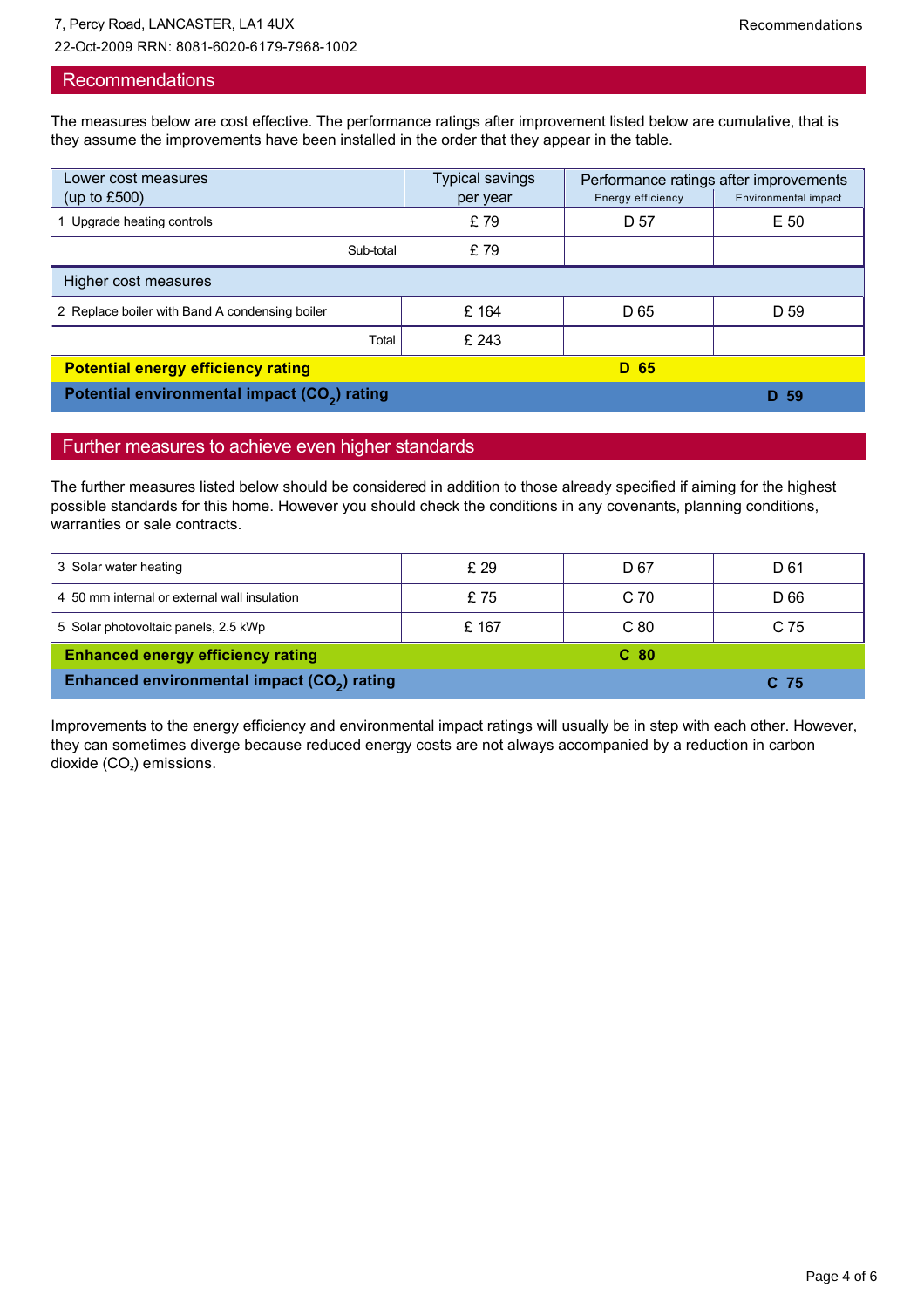## Recommendations

The measures below are cost effective. The performance ratings after improvement listed below are cumulative, that is they assume the improvements have been installed in the order that they appear in the table.

| Lower cost measures (up to £500) | Typical savings per year | Performance ratings after improvements | |
|---|---|---|---|
| | | Energy efficiency | Environmental impact |
| 1 Upgrade heating controls | £ 79 | D 57 | E 50 |
| Sub-total | £ 79 | | |
| **Higher cost measures** | | | |
| 2 Replace boiler with Band A condensing boiler | £ 164 | D 65 | D 59 |
| Total | £ 243 | | |
| **Potential energy efficiency rating** | | **D 65** | |
| **Potential environmental impact ($CO_2$) rating** | | | **D 59** |

## Further measures to achieve even higher standards

The further measures listed below should be considered in addition to those already specified if aiming for the highest possible standards for this home. However you should check the conditions in any covenants, planning conditions, warranties or sale contracts.

| Measure | Typical savings per year | Energy efficiency | Environmental impact |
|---|---|---|---|
| 3 Solar water heating | £ 29 | D 67 | D 61 |
| 4 50 mm internal or external wall insulation | £ 75 | C 70 | D 66 |
| 5 Solar photovoltaic panels, 2.5 kWp | £ 167 | C 80 | C 75 |
| **Enhanced energy efficiency rating** | | **C 80** | |
| **Enhanced environmental impact ($CO_2$) rating** | | | **C 75** |

Improvements to the energy efficiency and environmental impact ratings will usually be in step with each other. However, they can sometimes diverge because reduced energy costs are not always accompanied by a reduction in carbon dioxide ($CO_2$) emissions.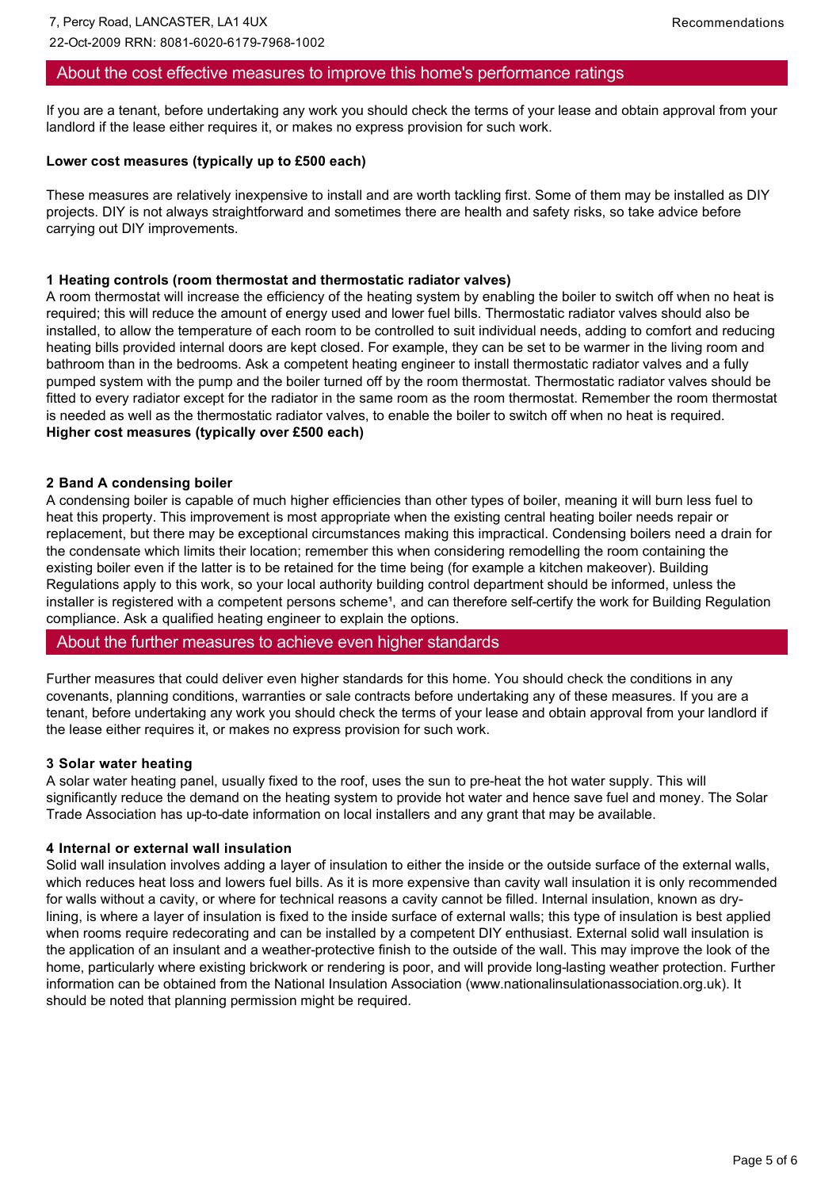## About the cost effective measures to improve this home's performance ratings

If you are a tenant, before undertaking any work you should check the terms of your lease and obtain approval from your landlord if the lease either requires it, or makes no express provision for such work.

**Lower cost measures (typically up to £500 each)**

These measures are relatively inexpensive to install and are worth tackling first. Some of them may be installed as DIY projects. DIY is not always straightforward and sometimes there are health and safety risks, so take advice before carrying out DIY improvements.

**1 Heating controls (room thermostat and thermostatic radiator valves)**

A room thermostat will increase the efficiency of the heating system by enabling the boiler to switch off when no heat is required; this will reduce the amount of energy used and lower fuel bills. Thermostatic radiator valves should also be installed, to allow the temperature of each room to be controlled to suit individual needs, adding to comfort and reducing heating bills provided internal doors are kept closed. For example, they can be set to be warmer in the living room and bathroom than in the bedrooms. Ask a competent heating engineer to install thermostatic radiator valves and a fully pumped system with the pump and the boiler turned off by the room thermostat. Thermostatic radiator valves should be fitted to every radiator except for the radiator in the same room as the room thermostat. Remember the room thermostat is needed as well as the thermostatic radiator valves, to enable the boiler to switch off when no heat is required.

**Higher cost measures (typically over £500 each)**

**2 Band A condensing boiler**

A condensing boiler is capable of much higher efficiencies than other types of boiler, meaning it will burn less fuel to heat this property. This improvement is most appropriate when the existing central heating boiler needs repair or replacement, but there may be exceptional circumstances making this impractical. Condensing boilers need a drain for the condensate which limits their location; remember this when considering remodelling the room containing the existing boiler even if the latter is to be retained for the time being (for example a kitchen makeover). Building Regulations apply to this work, so your local authority building control department should be informed, unless the installer is registered with a competent persons scheme[1], and can therefore self-certify the work for Building Regulation compliance. Ask a qualified heating engineer to explain the options.

## About the further measures to achieve even higher standards

Further measures that could deliver even higher standards for this home. You should check the conditions in any covenants, planning conditions, warranties or sale contracts before undertaking any of these measures. If you are a tenant, before undertaking any work you should check the terms of your lease and obtain approval from your landlord if the lease either requires it, or makes no express provision for such work.

**3 Solar water heating**

A solar water heating panel, usually fixed to the roof, uses the sun to pre-heat the hot water supply. This will significantly reduce the demand on the heating system to provide hot water and hence save fuel and money. The Solar Trade Association has up-to-date information on local installers and any grant that may be available.

**4 Internal or external wall insulation**

Solid wall insulation involves adding a layer of insulation to either the inside or the outside surface of the external walls, which reduces heat loss and lowers fuel bills. As it is more expensive than cavity wall insulation it is only recommended for walls without a cavity, or where for technical reasons a cavity cannot be filled. Internal insulation, known as dry-lining, is where a layer of insulation is fixed to the inside surface of external walls; this type of insulation is best applied when rooms require redecorating and can be installed by a competent DIY enthusiast. External solid wall insulation is the application of an insulant and a weather-protective finish to the outside of the wall. This may improve the look of the home, particularly where existing brickwork or rendering is poor, and will provide long-lasting weather protection. Further information can be obtained from the National Insulation Association (www.nationalinsulationassociation.org.uk). It should be noted that planning permission might be required.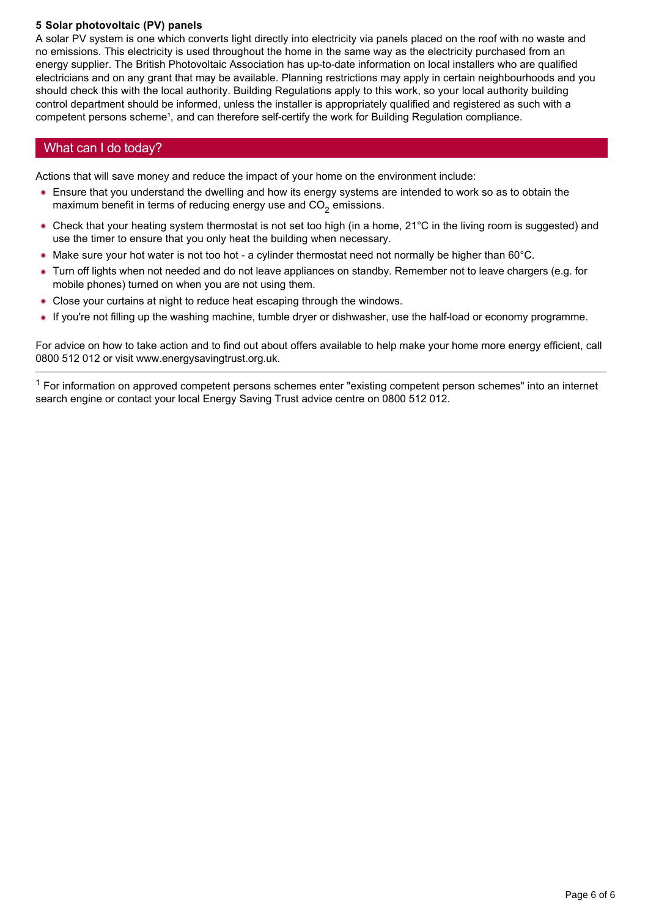**5 Solar photovoltaic (PV) panels**

A solar PV system is one which converts light directly into electricity via panels placed on the roof with no waste and no emissions. This electricity is used throughout the home in the same way as the electricity purchased from an energy supplier. The British Photovoltaic Association has up-to-date information on local installers who are qualified electricians and on any grant that may be available. Planning restrictions may apply in certain neighbourhoods and you should check this with the local authority. Building Regulations apply to this work, so your local authority building control department should be informed, unless the installer is appropriately qualified and registered as such with a competent persons scheme[1], and can therefore self-certify the work for Building Regulation compliance.

## What can I do today?

Actions that will save money and reduce the impact of your home on the environment include:

- Ensure that you understand the dwelling and how its energy systems are intended to work so as to obtain the maximum benefit in terms of reducing energy use and $CO_2$ emissions.
- Check that your heating system thermostat is not set too high (in a home, 21°C in the living room is suggested) and use the timer to ensure that you only heat the building when necessary.
- Make sure your hot water is not too hot - a cylinder thermostat need not normally be higher than 60°C.
- Turn off lights when not needed and do not leave appliances on standby. Remember not to leave chargers (e.g. for mobile phones) turned on when you are not using them.
- Close your curtains at night to reduce heat escaping through the windows.
- If you're not filling up the washing machine, tumble dryer or dishwasher, use the half-load or economy programme.

For advice on how to take action and to find out about offers available to help make your home more energy efficient, call 0800 512 012 or visit www.energysavingtrust.org.uk.

---

[1] For information on approved competent persons schemes enter "existing competent person schemes" into an internet search engine or contact your local Energy Saving Trust advice centre on 0800 512 012.